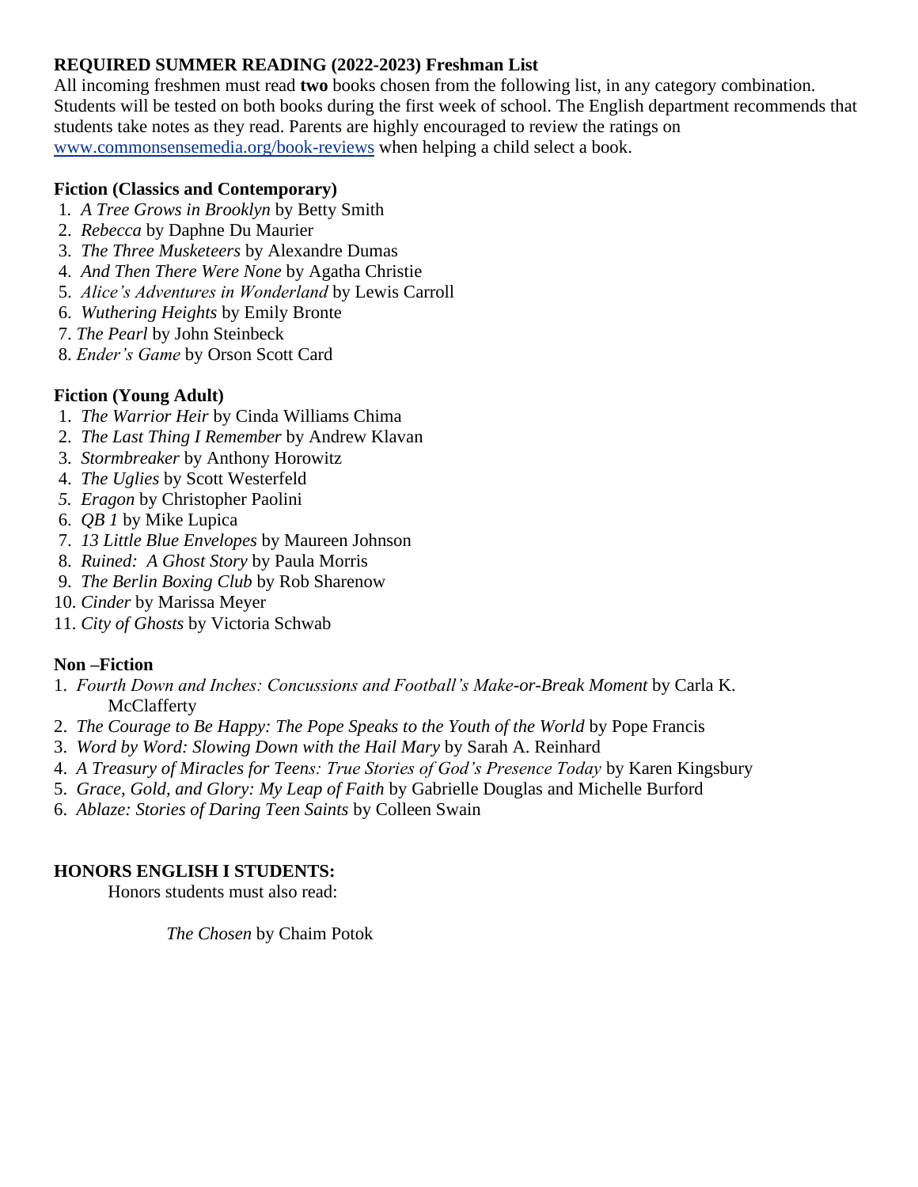## REQUIRED SUMMER READING (2022-2023) Freshman List

All incoming freshmen must read **two** books chosen from the following list, in any category combination. Students will be tested on both books during the first week of school. The English department recommends that students take notes as they read. Parents are highly encouraged to review the ratings on [www.commonsensemedia.org/book-reviews](www.commonsensemedia.org/book-reviews) when helping a child select a book.

### Fiction (Classics and Contemporary)

1. *A Tree Grows in Brooklyn* by Betty Smith
2. *Rebecca* by Daphne Du Maurier
3. *The Three Musketeers* by Alexandre Dumas
4. *And Then There Were None* by Agatha Christie
5. *Alice's Adventures in Wonderland* by Lewis Carroll
6. *Wuthering Heights* by Emily Bronte
7. *The Pearl* by John Steinbeck
8. *Ender's Game* by Orson Scott Card

### Fiction (Young Adult)

1. *The Warrior Heir* by Cinda Williams Chima
2. *The Last Thing I Remember* by Andrew Klavan
3. *Stormbreaker* by Anthony Horowitz
4. *The Uglies* by Scott Westerfeld
5. *Eragon* by Christopher Paolini
6. *QB 1* by Mike Lupica
7. *13 Little Blue Envelopes* by Maureen Johnson
8. *Ruined: A Ghost Story* by Paula Morris
9. *The Berlin Boxing Club* by Rob Sharenow
10. *Cinder* by Marissa Meyer
11. *City of Ghosts* by Victoria Schwab

### Non –Fiction

1. *Fourth Down and Inches: Concussions and Football's Make-or-Break Moment* by Carla K. McClafferty
2. *The Courage to Be Happy: The Pope Speaks to the Youth of the World* by Pope Francis
3. *Word by Word: Slowing Down with the Hail Mary* by Sarah A. Reinhard
4. *A Treasury of Miracles for Teens: True Stories of God's Presence Today* by Karen Kingsbury
5. *Grace, Gold, and Glory: My Leap of Faith* by Gabrielle Douglas and Michelle Burford
6. *Ablaze: Stories of Daring Teen Saints* by Colleen Swain

### HONORS ENGLISH I STUDENTS:

Honors students must also read:

*The Chosen* by Chaim Potok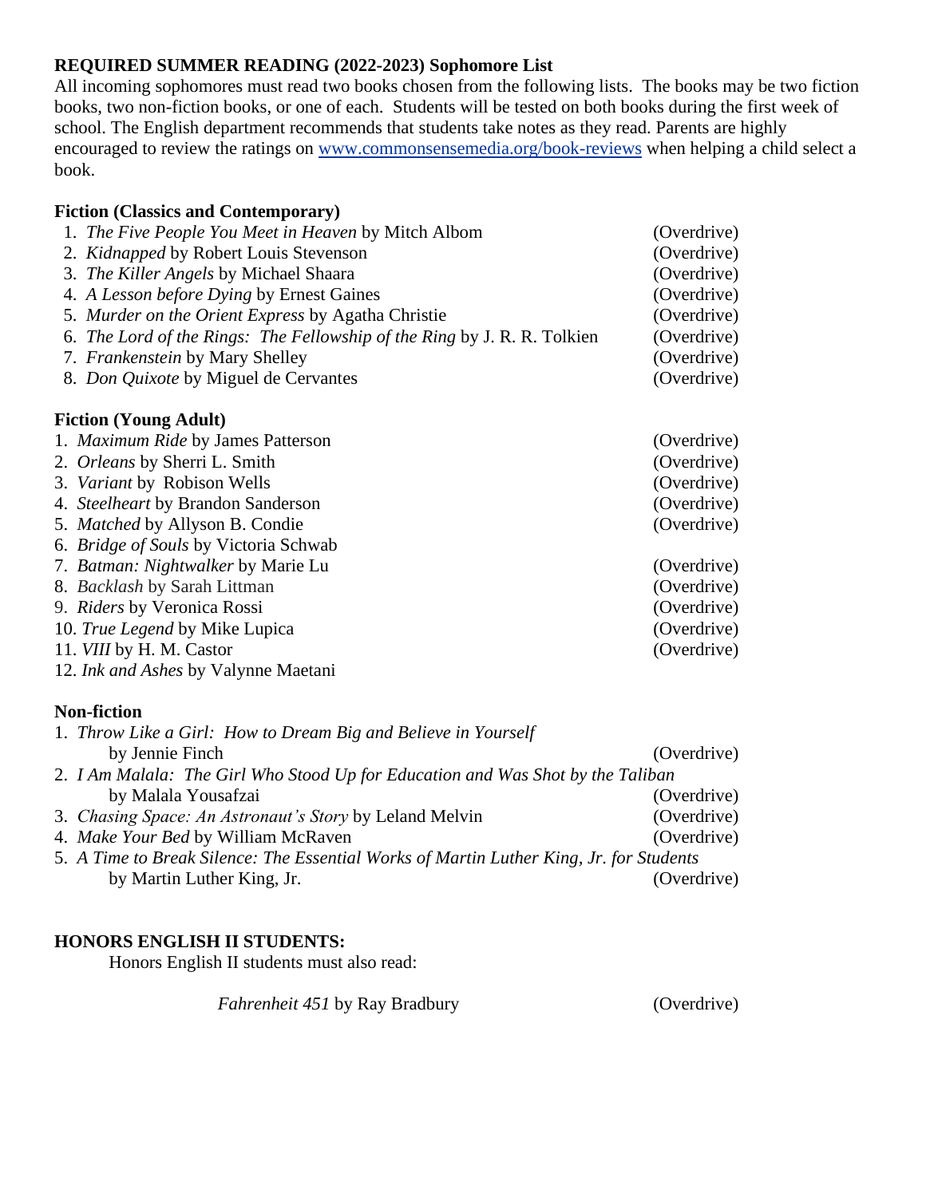**REQUIRED SUMMER READING (2022-2023) Sophomore List**

All incoming sophomores must read two books chosen from the following lists. The books may be two fiction books, two non-fiction books, or one of each. Students will be tested on both books during the first week of school. The English department recommends that students take notes as they read. Parents are highly encouraged to review the ratings on [www.commonsensemedia.org/book-reviews](www.commonsensemedia.org/book-reviews) when helping a child select a book.

**Fiction (Classics and Contemporary)**

1. *The Five People You Meet in Heaven* by Mitch Albom (Overdrive)
2. *Kidnapped* by Robert Louis Stevenson (Overdrive)
3. *The Killer Angels* by Michael Shaara (Overdrive)
4. *A Lesson before Dying* by Ernest Gaines (Overdrive)
5. *Murder on the Orient Express* by Agatha Christie (Overdrive)
6. *The Lord of the Rings: The Fellowship of the Ring* by J. R. R. Tolkien (Overdrive)
7. *Frankenstein* by Mary Shelley (Overdrive)
8. *Don Quixote* by Miguel de Cervantes (Overdrive)

**Fiction (Young Adult)**

1. *Maximum Ride* by James Patterson (Overdrive)
2. *Orleans* by Sherri L. Smith (Overdrive)
3. *Variant* by Robison Wells (Overdrive)
4. *Steelheart* by Brandon Sanderson (Overdrive)
5. *Matched* by Allyson B. Condie (Overdrive)
6. *Bridge of Souls* by Victoria Schwab
7. *Batman: Nightwalker* by Marie Lu (Overdrive)
8. *Backlash* by Sarah Littman (Overdrive)
9. *Riders* by Veronica Rossi (Overdrive)
10. *True Legend* by Mike Lupica (Overdrive)
11. *VIII* by H. M. Castor (Overdrive)
12. *Ink and Ashes* by Valynne Maetani

**Non-fiction**

1. *Throw Like a Girl: How to Dream Big and Believe in Yourself* by Jennie Finch (Overdrive)
2. *I Am Malala: The Girl Who Stood Up for Education and Was Shot by the Taliban* by Malala Yousafzai (Overdrive)
3. *Chasing Space: An Astronaut's Story* by Leland Melvin (Overdrive)
4. *Make Your Bed* by William McRaven (Overdrive)
5. *A Time to Break Silence: The Essential Works of Martin Luther King, Jr. for Students* by Martin Luther King, Jr. (Overdrive)

**HONORS ENGLISH II STUDENTS:**

Honors English II students must also read:

*Fahrenheit 451* by Ray Bradbury (Overdrive)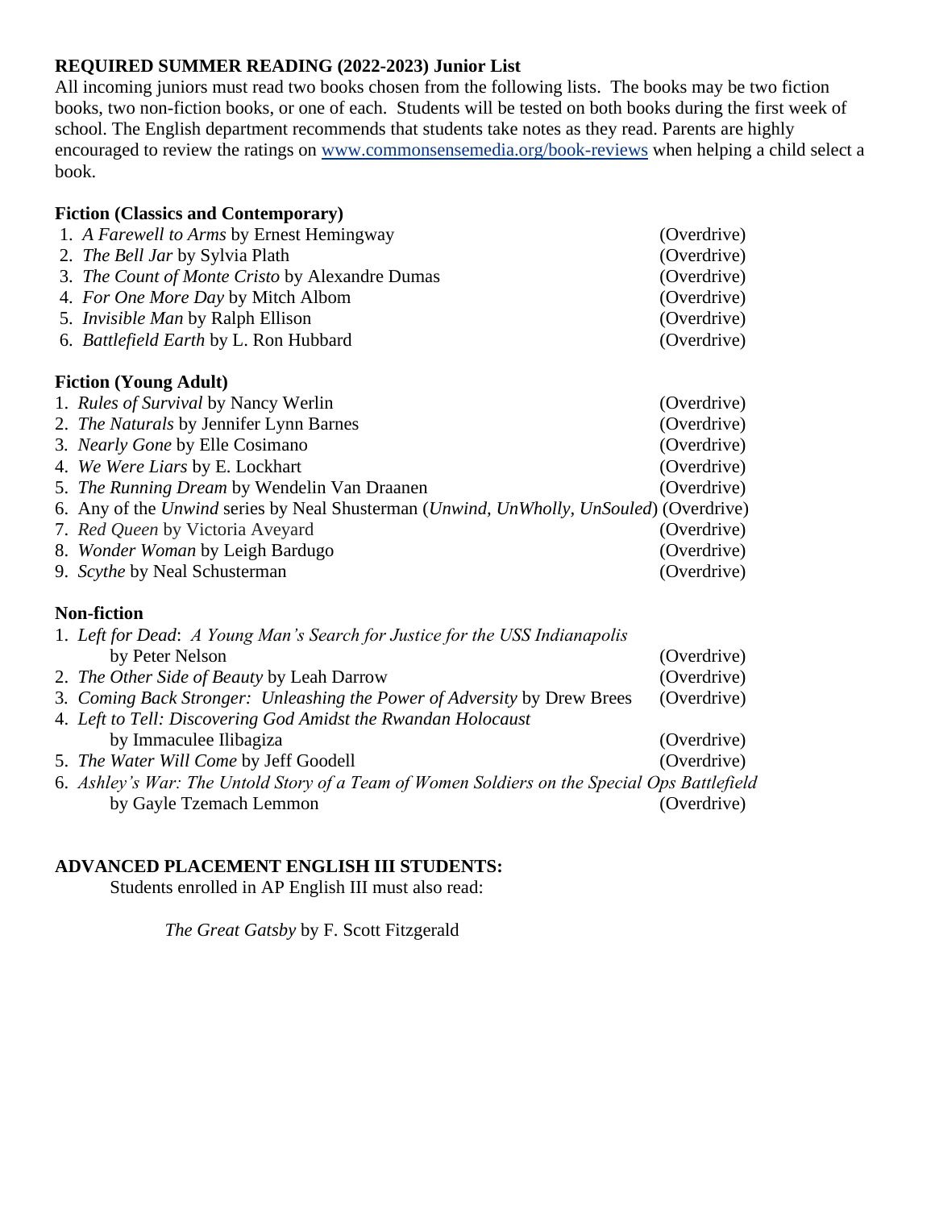**REQUIRED SUMMER READING (2022-2023) Junior List**

All incoming juniors must read two books chosen from the following lists. The books may be two fiction books, two non-fiction books, or one of each. Students will be tested on both books during the first week of school. The English department recommends that students take notes as they read. Parents are highly encouraged to review the ratings on [www.commonsensemedia.org/book-reviews](www.commonsensemedia.org/book-reviews) when helping a child select a book.

**Fiction (Classics and Contemporary)**

1. *A Farewell to Arms* by Ernest Hemingway (Overdrive)
2. *The Bell Jar* by Sylvia Plath (Overdrive)
3. *The Count of Monte Cristo* by Alexandre Dumas (Overdrive)
4. *For One More Day* by Mitch Albom (Overdrive)
5. *Invisible Man* by Ralph Ellison (Overdrive)
6. *Battlefield Earth* by L. Ron Hubbard (Overdrive)

**Fiction (Young Adult)**

1. *Rules of Survival* by Nancy Werlin (Overdrive)
2. *The Naturals* by Jennifer Lynn Barnes (Overdrive)
3. *Nearly Gone* by Elle Cosimano (Overdrive)
4. *We Were Liars* by E. Lockhart (Overdrive)
5. *The Running Dream* by Wendelin Van Draanen (Overdrive)
6. Any of the *Unwind* series by Neal Shusterman (*Unwind, UnWholly, UnSouled*) (Overdrive)
7. *Red Queen* by Victoria Aveyard (Overdrive)
8. *Wonder Woman* by Leigh Bardugo (Overdrive)
9. *Scythe* by Neal Schusterman (Overdrive)

**Non-fiction**

1. *Left for Dead*: *A Young Man's Search for Justice for the USS Indianapolis* by Peter Nelson (Overdrive)
2. *The Other Side of Beauty* by Leah Darrow (Overdrive)
3. *Coming Back Stronger: Unleashing the Power of Adversity* by Drew Brees (Overdrive)
4. *Left to Tell: Discovering God Amidst the Rwandan Holocaust* by Immaculee Ilibagiza (Overdrive)
5. *The Water Will Come* by Jeff Goodell (Overdrive)
6. *Ashley's War: The Untold Story of a Team of Women Soldiers on the Special Ops Battlefield* by Gayle Tzemach Lemmon (Overdrive)

**ADVANCED PLACEMENT ENGLISH III STUDENTS:**

Students enrolled in AP English III must also read:

*The Great Gatsby* by F. Scott Fitzgerald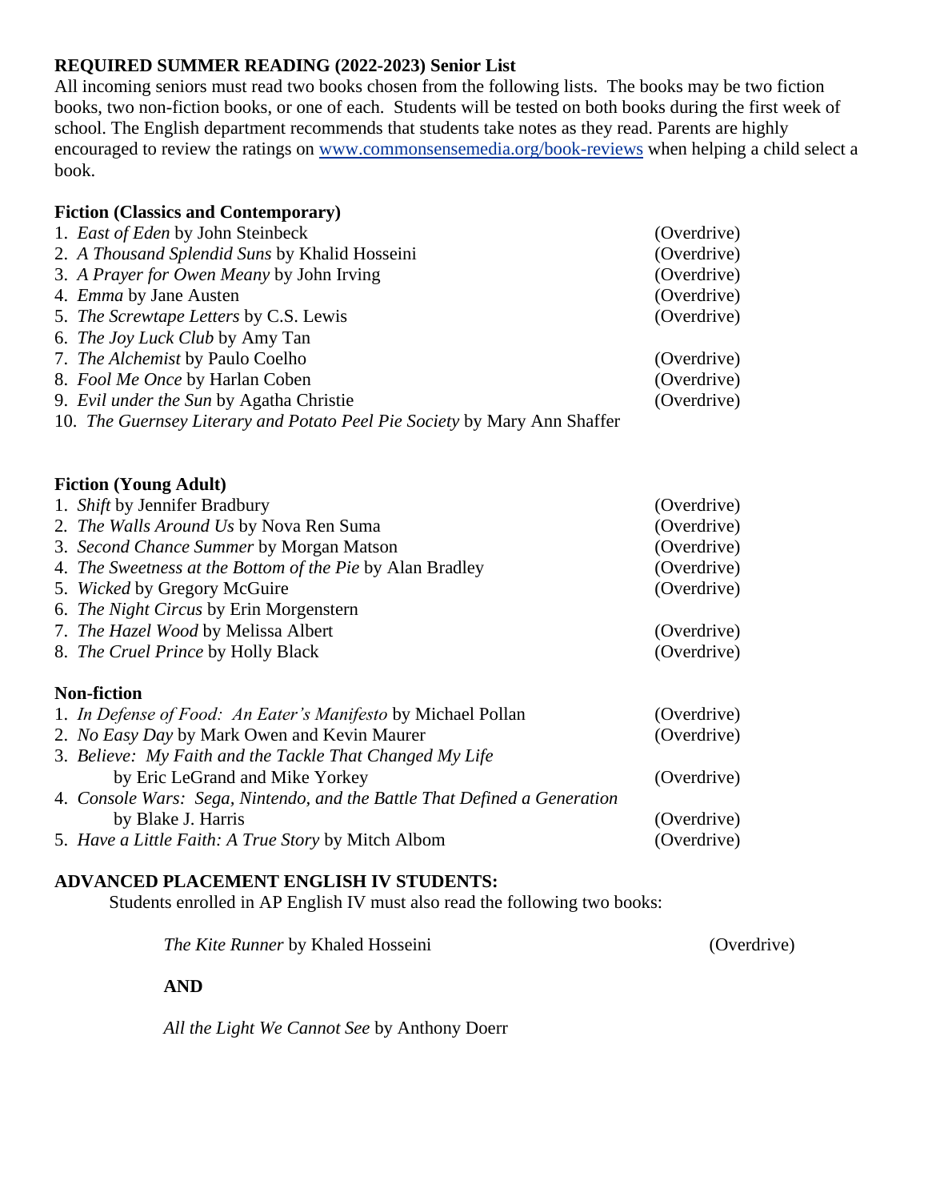**REQUIRED SUMMER READING (2022-2023) Senior List**

All incoming seniors must read two books chosen from the following lists. The books may be two fiction books, two non-fiction books, or one of each. Students will be tested on both books during the first week of school. The English department recommends that students take notes as they read. Parents are highly encouraged to review the ratings on [www.commonsensemedia.org/book-reviews](http://www.commonsensemedia.org/book-reviews) when helping a child select a book.

**Fiction (Classics and Contemporary)**

1. *East of Eden* by John Steinbeck (Overdrive)
2. *A Thousand Splendid Suns* by Khalid Hosseini (Overdrive)
3. *A Prayer for Owen Meany* by John Irving (Overdrive)
4. *Emma* by Jane Austen (Overdrive)
5. *The Screwtape Letters* by C.S. Lewis (Overdrive)
6. *The Joy Luck Club* by Amy Tan
7. *The Alchemist* by Paulo Coelho (Overdrive)
8. *Fool Me Once* by Harlan Coben (Overdrive)
9. *Evil under the Sun* by Agatha Christie (Overdrive)
10. *The Guernsey Literary and Potato Peel Pie Society* by Mary Ann Shaffer

**Fiction (Young Adult)**

1. *Shift* by Jennifer Bradbury (Overdrive)
2. *The Walls Around Us* by Nova Ren Suma (Overdrive)
3. *Second Chance Summer* by Morgan Matson (Overdrive)
4. *The Sweetness at the Bottom of the Pie* by Alan Bradley (Overdrive)
5. *Wicked* by Gregory McGuire (Overdrive)
6. *The Night Circus* by Erin Morgenstern
7. *The Hazel Wood* by Melissa Albert (Overdrive)
8. *The Cruel Prince* by Holly Black (Overdrive)

**Non-fiction**

1. *In Defense of Food: An Eater's Manifesto* by Michael Pollan (Overdrive)
2. *No Easy Day* by Mark Owen and Kevin Maurer (Overdrive)
3. *Believe: My Faith and the Tackle That Changed My Life* by Eric LeGrand and Mike Yorkey (Overdrive)
4. *Console Wars: Sega, Nintendo, and the Battle That Defined a Generation* by Blake J. Harris (Overdrive)
5. *Have a Little Faith: A True Story* by Mitch Albom (Overdrive)

**ADVANCED PLACEMENT ENGLISH IV STUDENTS:**

Students enrolled in AP English IV must also read the following two books:

*The Kite Runner* by Khaled Hosseini (Overdrive)

**AND**

*All the Light We Cannot See* by Anthony Doerr